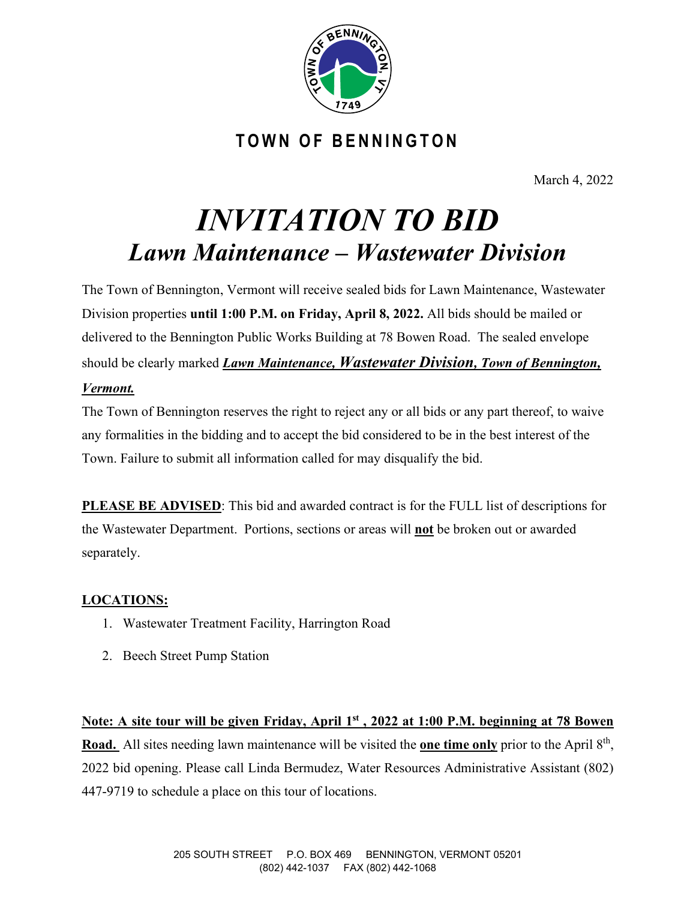# TOWN OF BENNINGTON

March 4, 2022

# *INVITATION TO BID*
## *Lawn Maintenance – Wastewater Division*

The Town of Bennington, Vermont will receive sealed bids for Lawn Maintenance, Wastewater Division properties **until 1:00 P.M. on Friday, April 8, 2022.** All bids should be mailed or delivered to the Bennington Public Works Building at 78 Bowen Road. The sealed envelope should be clearly marked ***Lawn Maintenance, Wastewater Division, Town of Bennington, Vermont.***

The Town of Bennington reserves the right to reject any or all bids or any part thereof, to waive any formalities in the bidding and to accept the bid considered to be in the best interest of the Town. Failure to submit all information called for may disqualify the bid.

**PLEASE BE ADVISED**: This bid and awarded contract is for the FULL list of descriptions for the Wastewater Department. Portions, sections or areas will **not** be broken out or awarded separately.

**LOCATIONS:**

1. Wastewater Treatment Facility, Harrington Road
2. Beech Street Pump Station

**Note: A site tour will be given Friday, April 1st , 2022 at 1:00 P.M. beginning at 78 Bowen Road.** All sites needing lawn maintenance will be visited the **one time only** prior to the April 8th, 2022 bid opening. Please call Linda Bermudez, Water Resources Administrative Assistant (802) 447-9719 to schedule a place on this tour of locations.

205 SOUTH STREET P.O. BOX 469 BENNINGTON, VERMONT 05201
(802) 442-1037 FAX (802) 442-1068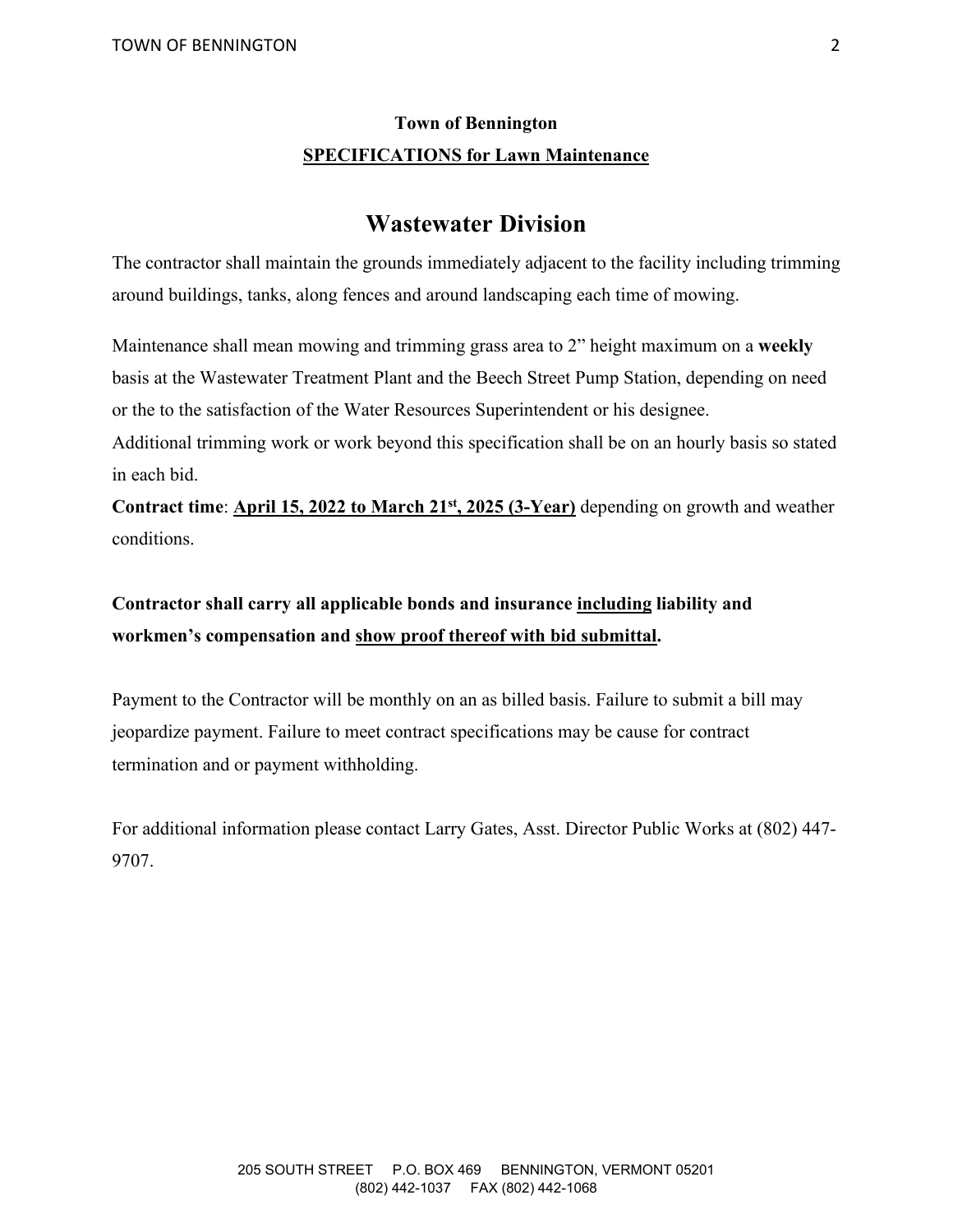**Town of Bennington**

**SPECIFICATIONS for Lawn Maintenance**

# Wastewater Division

The contractor shall maintain the grounds immediately adjacent to the facility including trimming around buildings, tanks, along fences and around landscaping each time of mowing.

Maintenance shall mean mowing and trimming grass area to 2" height maximum on a **weekly** basis at the Wastewater Treatment Plant and the Beech Street Pump Station, depending on need or the to the satisfaction of the Water Resources Superintendent or his designee.
Additional trimming work or work beyond this specification shall be on an hourly basis so stated in each bid.
**Contract time**: **April 15, 2022 to March 21st, 2025 (3-Year)** depending on growth and weather conditions.

**Contractor shall carry all applicable bonds and insurance including liability and workmen's compensation and show proof thereof with bid submittal.**

Payment to the Contractor will be monthly on an as billed basis. Failure to submit a bill may jeopardize payment. Failure to meet contract specifications may be cause for contract termination and or payment withholding.

For additional information please contact Larry Gates, Asst. Director Public Works at (802) 447-9707.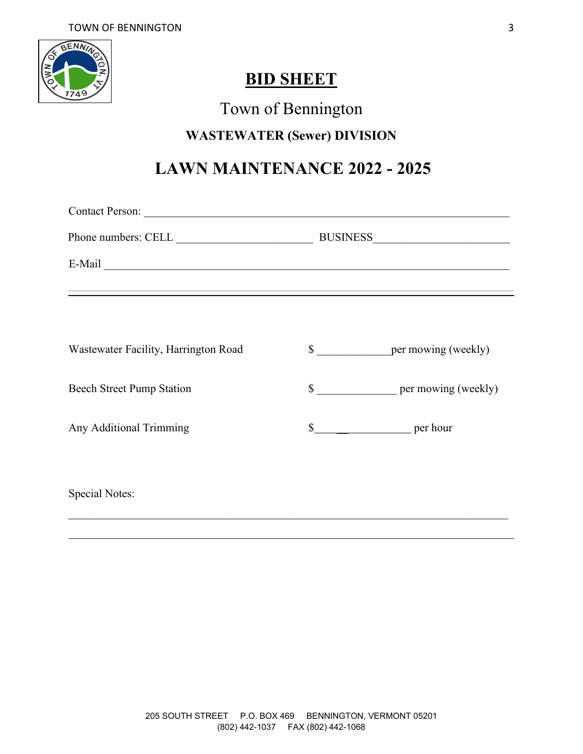# BID SHEET

## Town of Bennington

### WASTEWATER (Sewer) DIVISION

## LAWN MAINTENANCE 2022 - 2025

Contact Person: ______________________________________________

Phone numbers: CELL ______________________ BUSINESS______________________

E-Mail ______________________________________________

---

Wastewater Facility, Harrington Road $ ____________per mowing (weekly)

Beech Street Pump Station $ _____________ per mowing (weekly)

Any Additional Trimming $________________ per hour

Special Notes:

______________________________________________

______________________________________________

205 SOUTH STREET P.O. BOX 469 BENNINGTON, VERMONT 05201
(802) 442-1037 FAX (802) 442-1068